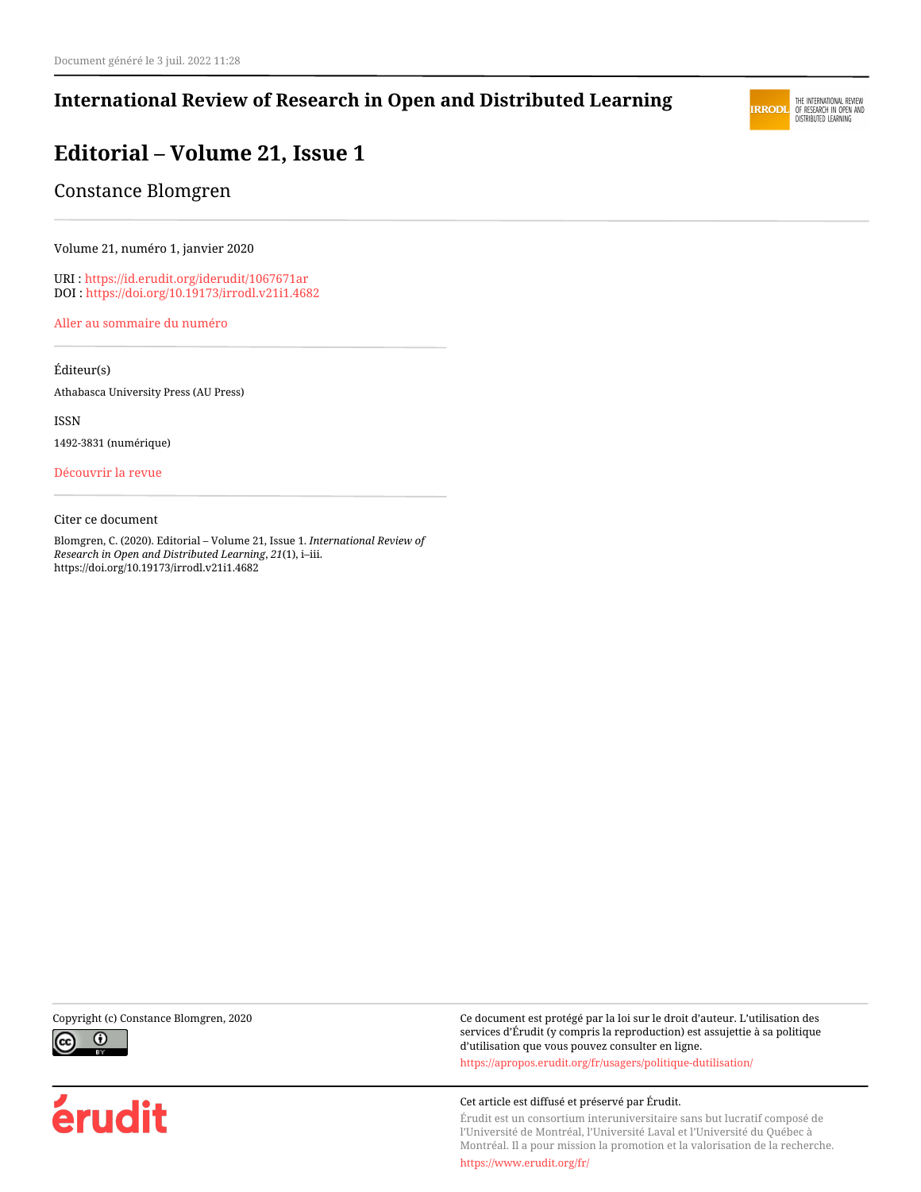Document généré le 3 juil. 2022 11:28

**International Review of Research in Open and Distributed Learning**

# Editorial – Volume 21, Issue 1

Constance Blomgren

Volume 21, numéro 1, janvier 2020

URI : https://id.erudit.org/iderudit/1067671ar
DOI : https://doi.org/10.19173/irrodl.v21i1.4682

Aller au sommaire du numéro

Éditeur(s)

Athabasca University Press (AU Press)

ISSN

1492-3831 (numérique)

Découvrir la revue

Citer ce document

Blomgren, C. (2020). Editorial – Volume 21, Issue 1. *International Review of Research in Open and Distributed Learning*, *21*(1), i–iii. https://doi.org/10.19173/irrodl.v21i1.4682

Copyright (c) Constance Blomgren, 2020

Ce document est protégé par la loi sur le droit d'auteur. L'utilisation des services d'Érudit (y compris la reproduction) est assujettie à sa politique d'utilisation que vous pouvez consulter en ligne.

https://apropos.erudit.org/fr/usagers/politique-dutilisation/

Cet article est diffusé et préservé par Érudit.

Érudit est un consortium interuniversitaire sans but lucratif composé de l'Université de Montréal, l'Université Laval et l'Université du Québec à Montréal. Il a pour mission la promotion et la valorisation de la recherche.

https://www.erudit.org/fr/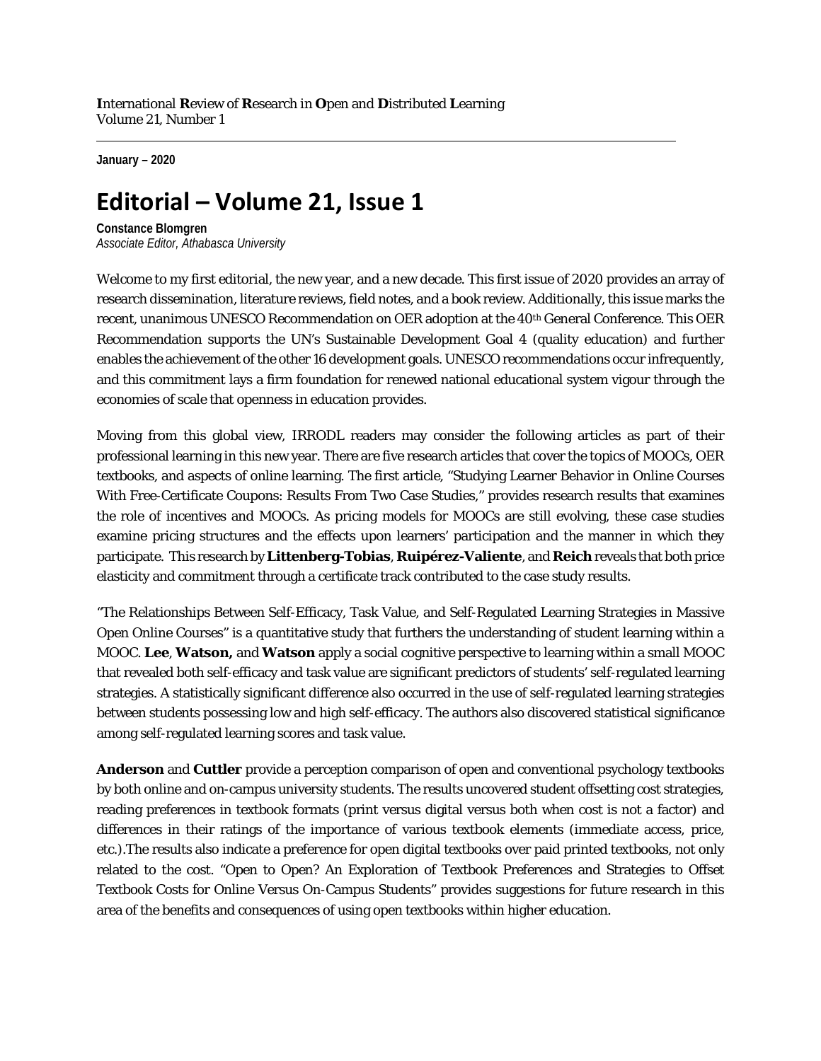**I**nternational **R**eview of **R**esearch in **O**pen and **D**istributed **L**earning
Volume 21, Number 1

**January – 2020**

# Editorial – Volume 21, Issue 1

**Constance Blomgren**
*Associate Editor, Athabasca University*

Welcome to my first editorial, the new year, and a new decade. This first issue of 2020 provides an array of research dissemination, literature reviews, field notes, and a book review. Additionally, this issue marks the recent, unanimous UNESCO Recommendation on OER adoption at the 40th General Conference. This OER Recommendation supports the UN's Sustainable Development Goal 4 (quality education) and further enables the achievement of the other 16 development goals. UNESCO recommendations occur infrequently, and this commitment lays a firm foundation for renewed national educational system vigour through the economies of scale that openness in education provides.

Moving from this global view, IRRODL readers may consider the following articles as part of their professional learning in this new year. There are five research articles that cover the topics of MOOCs, OER textbooks, and aspects of online learning. The first article, "Studying Learner Behavior in Online Courses With Free-Certificate Coupons: Results From Two Case Studies," provides research results that examines the role of incentives and MOOCs. As pricing models for MOOCs are still evolving, these case studies examine pricing structures and the effects upon learners' participation and the manner in which they participate. This research by **Littenberg-Tobias**, **Ruipérez-Valiente**, and **Reich** reveals that both price elasticity and commitment through a certificate track contributed to the case study results.

"The Relationships Between Self-Efficacy, Task Value, and Self-Regulated Learning Strategies in Massive Open Online Courses" is a quantitative study that furthers the understanding of student learning within a MOOC. **Lee**, **Watson,** and **Watson** apply a social cognitive perspective to learning within a small MOOC that revealed both self-efficacy and task value are significant predictors of students' self-regulated learning strategies. A statistically significant difference also occurred in the use of self-regulated learning strategies between students possessing low and high self-efficacy. The authors also discovered statistical significance among self-regulated learning scores and task value.

**Anderson** and **Cuttler** provide a perception comparison of open and conventional psychology textbooks by both online and on-campus university students. The results uncovered student offsetting cost strategies, reading preferences in textbook formats (print versus digital versus both when cost is not a factor) and differences in their ratings of the importance of various textbook elements (immediate access, price, etc.).The results also indicate a preference for open digital textbooks over paid printed textbooks, not only related to the cost. "Open to Open? An Exploration of Textbook Preferences and Strategies to Offset Textbook Costs for Online Versus On-Campus Students" provides suggestions for future research in this area of the benefits and consequences of using open textbooks within higher education.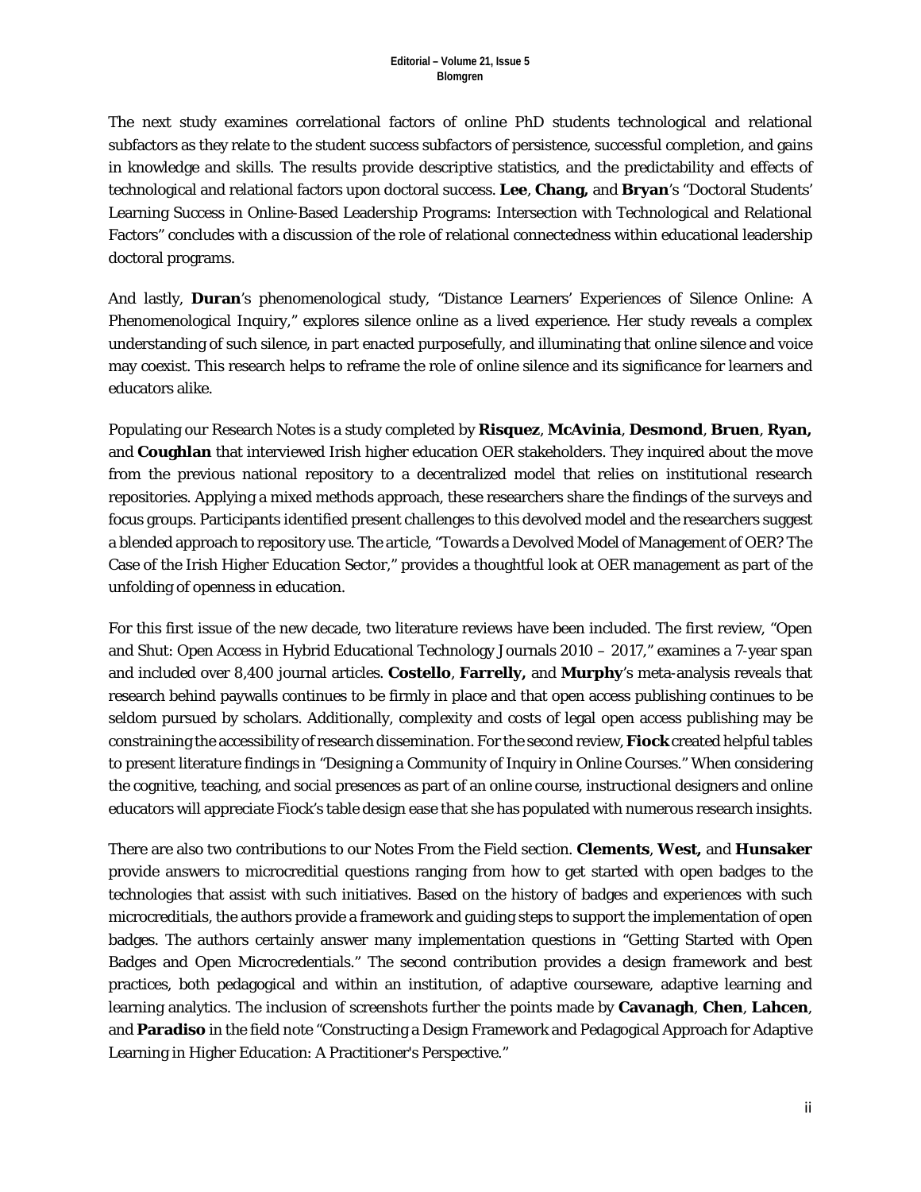The next study examines correlational factors of online PhD students technological and relational subfactors as they relate to the student success subfactors of persistence, successful completion, and gains in knowledge and skills. The results provide descriptive statistics, and the predictability and effects of technological and relational factors upon doctoral success. **Lee**, **Chang,** and **Bryan**'s "Doctoral Students' Learning Success in Online-Based Leadership Programs: Intersection with Technological and Relational Factors" concludes with a discussion of the role of relational connectedness within educational leadership doctoral programs.

And lastly, **Duran**'s phenomenological study, "Distance Learners' Experiences of Silence Online: A Phenomenological Inquiry," explores silence online as a lived experience. Her study reveals a complex understanding of such silence, in part enacted purposefully, and illuminating that online silence and voice may coexist. This research helps to reframe the role of online silence and its significance for learners and educators alike.

Populating our Research Notes is a study completed by **Risquez**, **McAvinia**, **Desmond**, **Bruen**, **Ryan,** and **Coughlan** that interviewed Irish higher education OER stakeholders. They inquired about the move from the previous national repository to a decentralized model that relies on institutional research repositories. Applying a mixed methods approach, these researchers share the findings of the surveys and focus groups. Participants identified present challenges to this devolved model and the researchers suggest a blended approach to repository use. The article, "Towards a Devolved Model of Management of OER? The Case of the Irish Higher Education Sector," provides a thoughtful look at OER management as part of the unfolding of openness in education.

For this first issue of the new decade, two literature reviews have been included. The first review, "Open and Shut: Open Access in Hybrid Educational Technology Journals 2010 – 2017," examines a 7-year span and included over 8,400 journal articles. **Costello**, **Farrelly,** and **Murphy**'s meta-analysis reveals that research behind paywalls continues to be firmly in place and that open access publishing continues to be seldom pursued by scholars. Additionally, complexity and costs of legal open access publishing may be constraining the accessibility of research dissemination. For the second review, **Fiock** created helpful tables to present literature findings in "Designing a Community of Inquiry in Online Courses." When considering the cognitive, teaching, and social presences as part of an online course, instructional designers and online educators will appreciate Fiock's table design ease that she has populated with numerous research insights.

There are also two contributions to our Notes From the Field section. **Clements**, **West,** and **Hunsaker** provide answers to microcreditial questions ranging from how to get started with open badges to the technologies that assist with such initiatives. Based on the history of badges and experiences with such microcreditials, the authors provide a framework and guiding steps to support the implementation of open badges. The authors certainly answer many implementation questions in "Getting Started with Open Badges and Open Microcredentials." The second contribution provides a design framework and best practices, both pedagogical and within an institution, of adaptive courseware, adaptive learning and learning analytics. The inclusion of screenshots further the points made by **Cavanagh**, **Chen**, **Lahcen**, and **Paradiso** in the field note "Constructing a Design Framework and Pedagogical Approach for Adaptive Learning in Higher Education: A Practitioner's Perspective."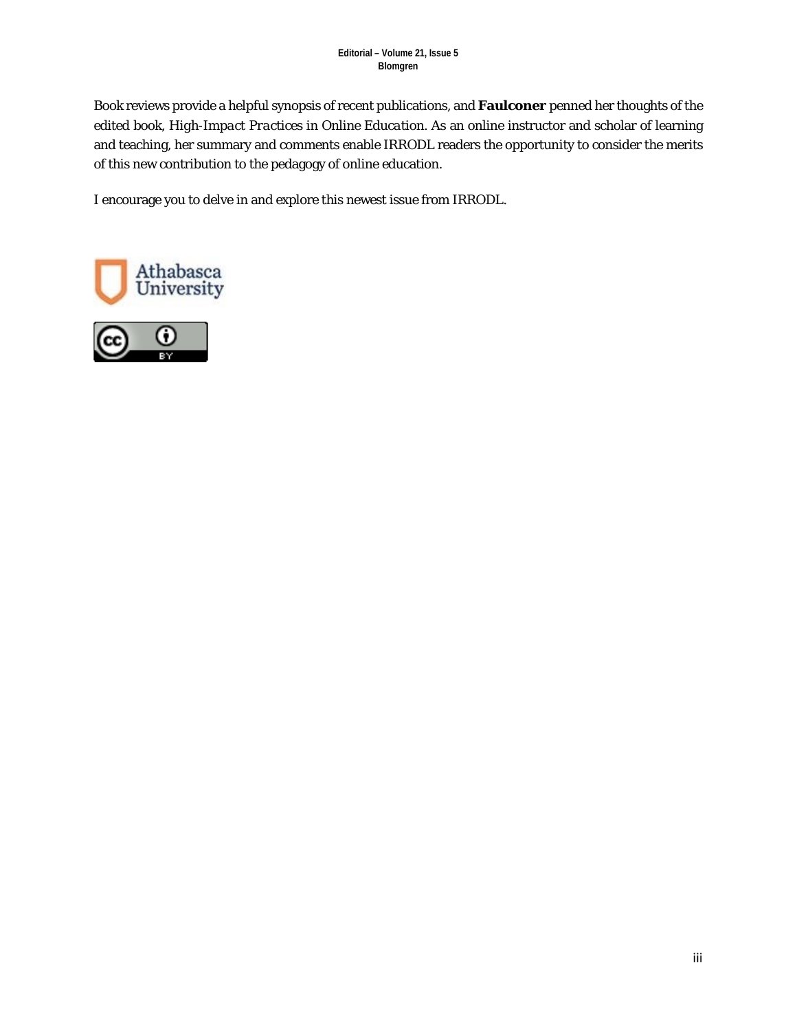Book reviews provide a helpful synopsis of recent publications, and **Faulconer** penned her thoughts of the edited book, *High-Impact Practices in Online Education*. As an online instructor and scholar of learning and teaching, her summary and comments enable IRRODL readers the opportunity to consider the merits of this new contribution to the pedagogy of online education.

I encourage you to delve in and explore this newest issue from IRRODL.